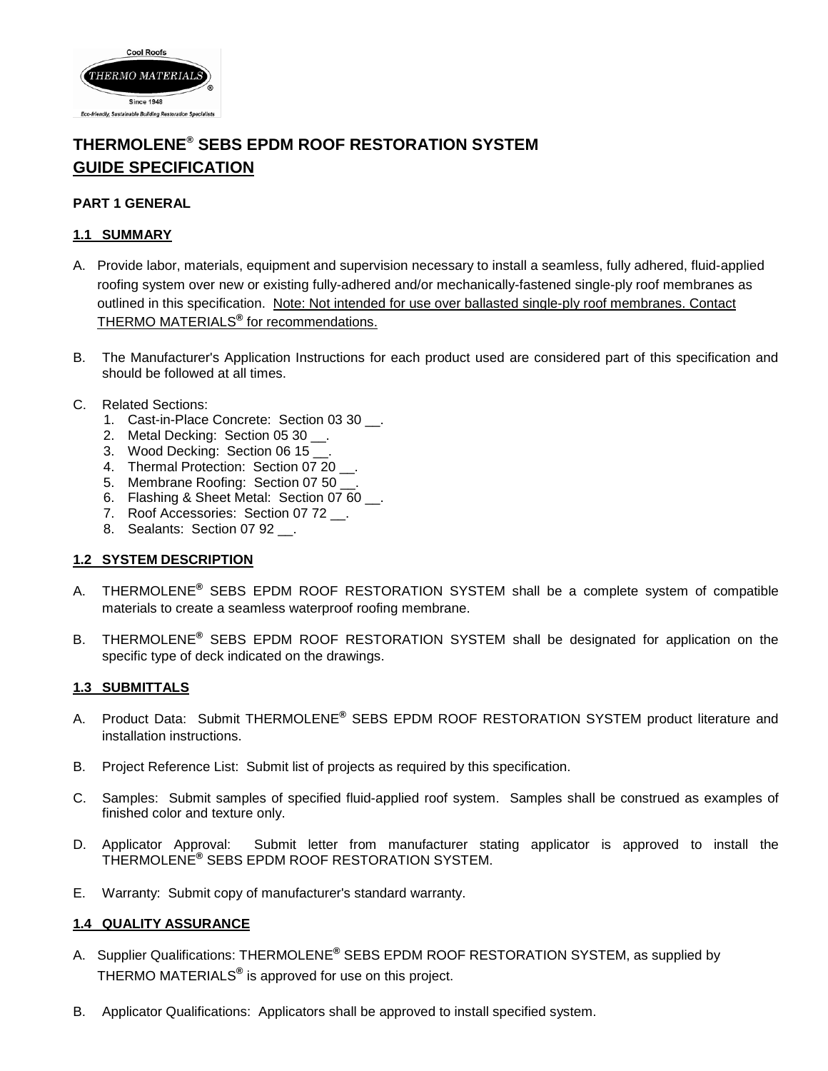# THERMOLENE® SEBS EPDM ROOF RESTORATION SYSTEM

## GUIDE SPECIFICATION

### PART 1 GENERAL

#### 1.1 SUMMARY

A. Provide labor, materials, equipment and supervision necessary to install a seamless, fully adhered, fluid-applied roofing system over new or existing fully-adhered and/or mechanically-fastened single-ply roof membranes as outlined in this specification. Note: Not intended for use over ballasted single-ply roof membranes. Contact THERMO MATERIALS® for recommendations.

B. The Manufacturer's Application Instructions for each product used are considered part of this specification and should be followed at all times.

C. Related Sections:
   1. Cast-in-Place Concrete: Section 03 30 __.
   2. Metal Decking: Section 05 30 __.
   3. Wood Decking: Section 06 15 __.
   4. Thermal Protection: Section 07 20 __.
   5. Membrane Roofing: Section 07 50 __.
   6. Flashing & Sheet Metal: Section 07 60 __.
   7. Roof Accessories: Section 07 72 __.
   8. Sealants: Section 07 92 __.

#### 1.2 SYSTEM DESCRIPTION

A. THERMOLENE® SEBS EPDM ROOF RESTORATION SYSTEM shall be a complete system of compatible materials to create a seamless waterproof roofing membrane.

B. THERMOLENE® SEBS EPDM ROOF RESTORATION SYSTEM shall be designated for application on the specific type of deck indicated on the drawings.

#### 1.3 SUBMITTALS

A. Product Data: Submit THERMOLENE® SEBS EPDM ROOF RESTORATION SYSTEM product literature and installation instructions.

B. Project Reference List: Submit list of projects as required by this specification.

C. Samples: Submit samples of specified fluid-applied roof system. Samples shall be construed as examples of finished color and texture only.

D. Applicator Approval: Submit letter from manufacturer stating applicator is approved to install the THERMOLENE® SEBS EPDM ROOF RESTORATION SYSTEM.

E. Warranty: Submit copy of manufacturer's standard warranty.

#### 1.4 QUALITY ASSURANCE

A. Supplier Qualifications: THERMOLENE® SEBS EPDM ROOF RESTORATION SYSTEM, as supplied by THERMO MATERIALS® is approved for use on this project.

B. Applicator Qualifications: Applicators shall be approved to install specified system.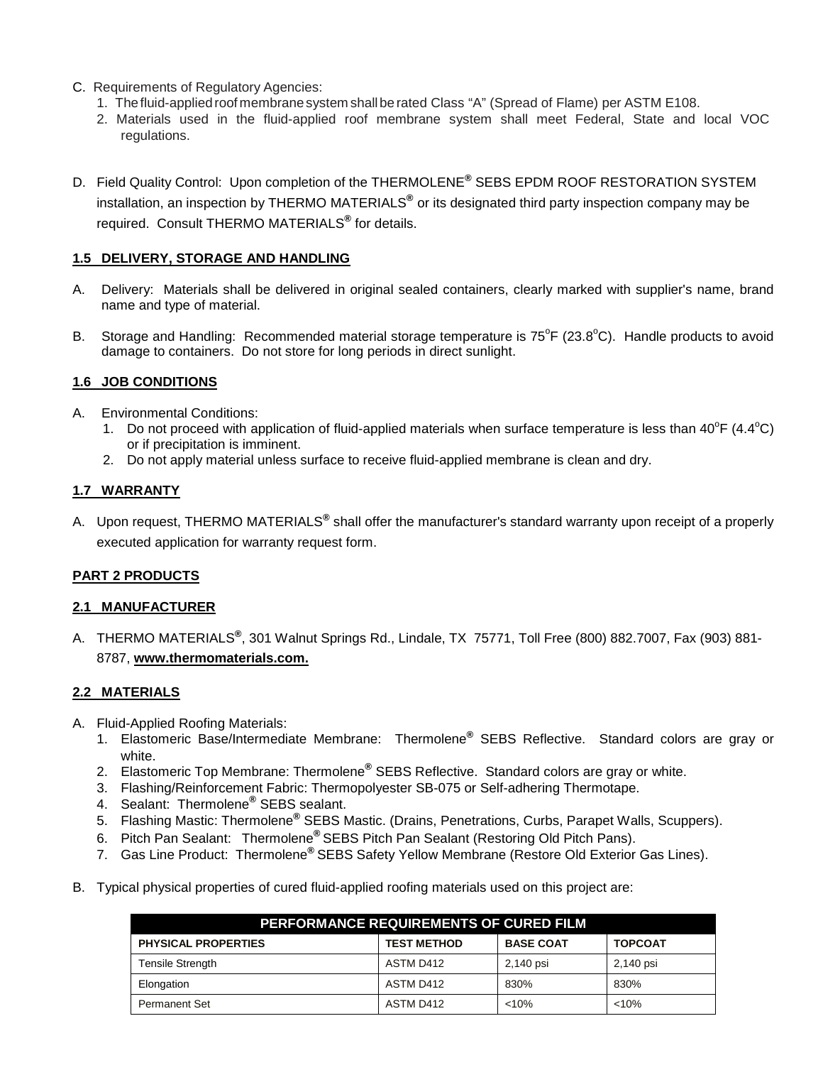C. Requirements of Regulatory Agencies:
   1. The fluid-applied roof membrane system shall be rated Class "A" (Spread of Flame) per ASTM E108.
   2. Materials used in the fluid-applied roof membrane system shall meet Federal, State and local VOC regulations.

D. Field Quality Control: Upon completion of the THERMOLENE® SEBS EPDM ROOF RESTORATION SYSTEM installation, an inspection by THERMO MATERIALS® or its designated third party inspection company may be required. Consult THERMO MATERIALS® for details.

### 1.5 DELIVERY, STORAGE AND HANDLING

A. Delivery: Materials shall be delivered in original sealed containers, clearly marked with supplier's name, brand name and type of material.

B. Storage and Handling: Recommended material storage temperature is 75°F (23.8°C). Handle products to avoid damage to containers. Do not store for long periods in direct sunlight.

### 1.6 JOB CONDITIONS

A. Environmental Conditions:
   1. Do not proceed with application of fluid-applied materials when surface temperature is less than 40°F (4.4°C) or if precipitation is imminent.
   2. Do not apply material unless surface to receive fluid-applied membrane is clean and dry.

### 1.7 WARRANTY

A. Upon request, THERMO MATERIALS® shall offer the manufacturer's standard warranty upon receipt of a properly executed application for warranty request form.

## PART 2 PRODUCTS

### 2.1 MANUFACTURER

A. THERMO MATERIALS®, 301 Walnut Springs Rd., Lindale, TX 75771, Toll Free (800) 882.7007, Fax (903) 881-8787, **www.thermomaterials.com.**

### 2.2 MATERIALS

A. Fluid-Applied Roofing Materials:
   1. Elastomeric Base/Intermediate Membrane: Thermolene® SEBS Reflective. Standard colors are gray or white.
   2. Elastomeric Top Membrane: Thermolene® SEBS Reflective. Standard colors are gray or white.
   3. Flashing/Reinforcement Fabric: Thermopolyester SB-075 or Self-adhering Thermotape.
   4. Sealant: Thermolene® SEBS sealant.
   5. Flashing Mastic: Thermolene® SEBS Mastic. (Drains, Penetrations, Curbs, Parapet Walls, Scuppers).
   6. Pitch Pan Sealant: Thermolene® SEBS Pitch Pan Sealant (Restoring Old Pitch Pans).
   7. Gas Line Product: Thermolene® SEBS Safety Yellow Membrane (Restore Old Exterior Gas Lines).

B. Typical physical properties of cured fluid-applied roofing materials used on this project are:

| PERFORMANCE REQUIREMENTS OF CURED FILM | | | |
|---|---|---|---|
| **PHYSICAL PROPERTIES** | **TEST METHOD** | **BASE COAT** | **TOPCOAT** |
| Tensile Strength | ASTM D412 | 2,140 psi | 2,140 psi |
| Elongation | ASTM D412 | 830% | 830% |
| Permanent Set | ASTM D412 | <10% | <10% |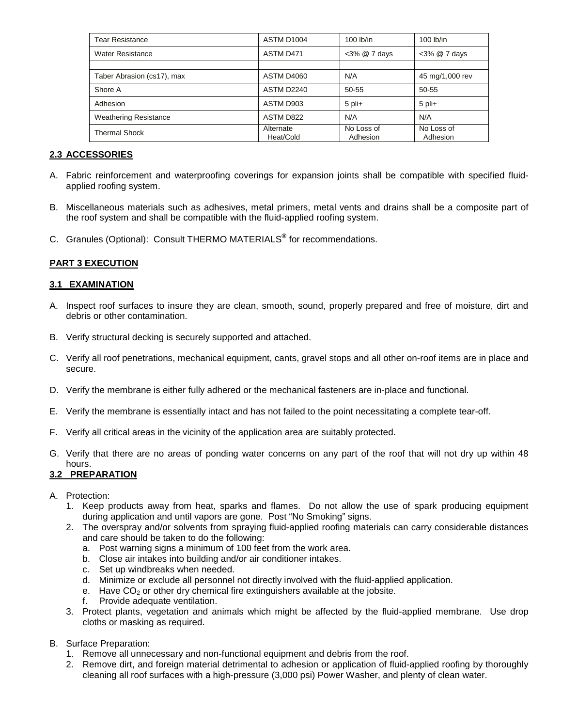| Tear Resistance | ASTM D1004 | 100 lb/in | 100 lb/in |
|---|---|---|---|
| Water Resistance | ASTM D471 | <3% @ 7 days | <3% @ 7 days |
| | | | |
| Taber Abrasion (cs17), max | ASTM D4060 | N/A | 45 mg/1,000 rev |
| Shore A | ASTM D2240 | 50-55 | 50-55 |
| Adhesion | ASTM D903 | 5 pli+ | 5 pli+ |
| Weathering Resistance | ASTM D822 | N/A | N/A |
| Thermal Shock | Alternate Heat/Cold | No Loss of Adhesion | No Loss of Adhesion |

## 2.3 ACCESSORIES

A. Fabric reinforcement and waterproofing coverings for expansion joints shall be compatible with specified fluid-applied roofing system.

B. Miscellaneous materials such as adhesives, metal primers, metal vents and drains shall be a composite part of the roof system and shall be compatible with the fluid-applied roofing system.

C. Granules (Optional): Consult THERMO MATERIALS® for recommendations.

## PART 3 EXECUTION

## 3.1 EXAMINATION

A. Inspect roof surfaces to insure they are clean, smooth, sound, properly prepared and free of moisture, dirt and debris or other contamination.

B. Verify structural decking is securely supported and attached.

C. Verify all roof penetrations, mechanical equipment, cants, gravel stops and all other on-roof items are in place and secure.

D. Verify the membrane is either fully adhered or the mechanical fasteners are in-place and functional.

E. Verify the membrane is essentially intact and has not failed to the point necessitating a complete tear-off.

F. Verify all critical areas in the vicinity of the application area are suitably protected.

G. Verify that there are no areas of ponding water concerns on any part of the roof that will not dry up within 48 hours.

## 3.2 PREPARATION

A. Protection:
   1. Keep products away from heat, sparks and flames. Do not allow the use of spark producing equipment during application and until vapors are gone. Post "No Smoking" signs.
   2. The overspray and/or solvents from spraying fluid-applied roofing materials can carry considerable distances and care should be taken to do the following:
      a. Post warning signs a minimum of 100 feet from the work area.
      b. Close air intakes into building and/or air conditioner intakes.
      c. Set up windbreaks when needed.
      d. Minimize or exclude all personnel not directly involved with the fluid-applied application.
      e. Have $CO_2$ or other dry chemical fire extinguishers available at the jobsite.
      f. Provide adequate ventilation.
   3. Protect plants, vegetation and animals which might be affected by the fluid-applied membrane. Use drop cloths or masking as required.

B. Surface Preparation:
   1. Remove all unnecessary and non-functional equipment and debris from the roof.
   2. Remove dirt, and foreign material detrimental to adhesion or application of fluid-applied roofing by thoroughly cleaning all roof surfaces with a high-pressure (3,000 psi) Power Washer, and plenty of clean water.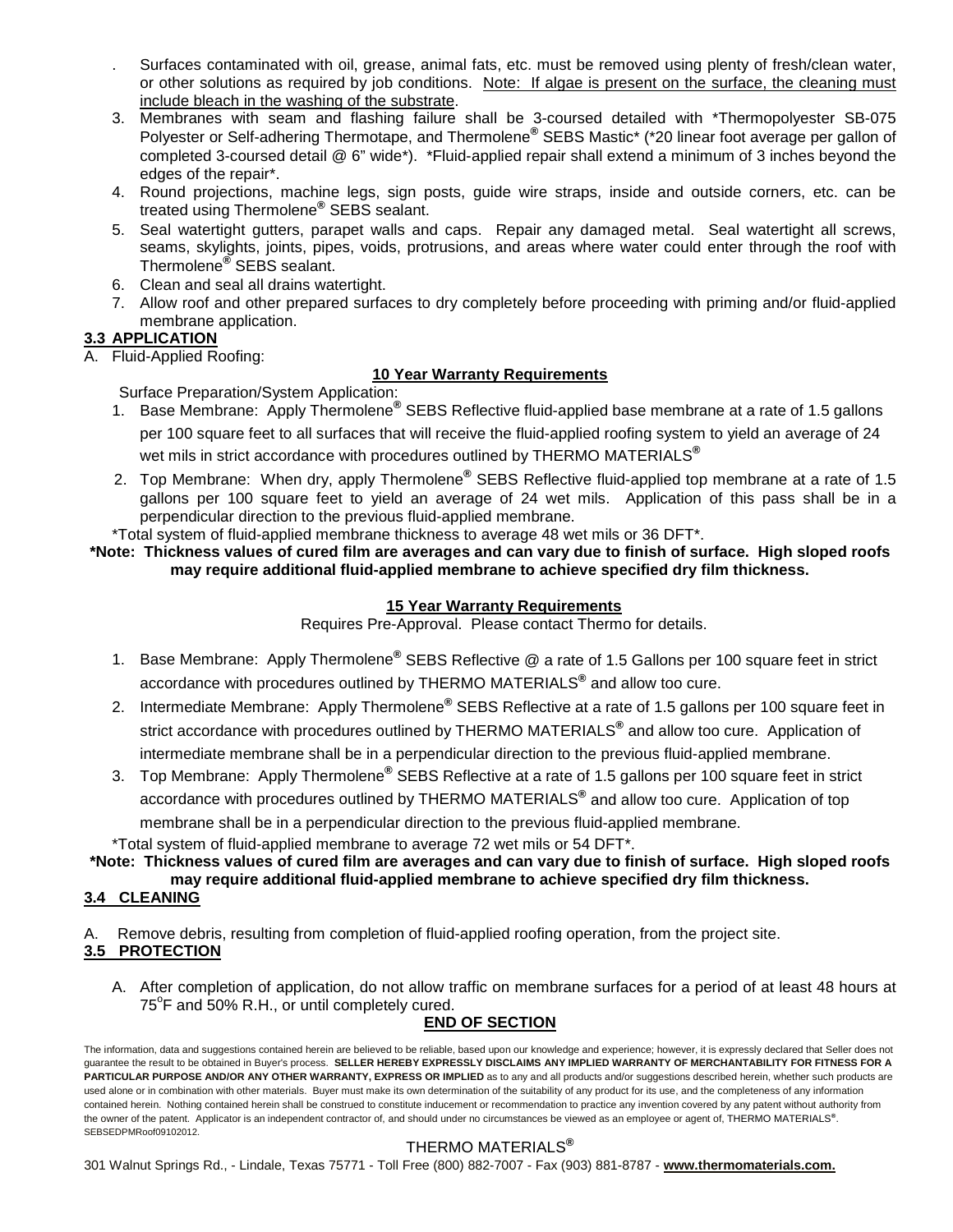. Surfaces contaminated with oil, grease, animal fats, etc. must be removed using plenty of fresh/clean water, or other solutions as required by job conditions. Note: If algae is present on the surface, the cleaning must include bleach in the washing of the substrate.

3. Membranes with seam and flashing failure shall be 3-coursed detailed with *Thermopolyester SB-075 Polyester or Self-adhering Thermotape, and Thermolene® SEBS Mastic* (*20 linear foot average per gallon of completed 3-coursed detail @ 6" wide*). *Fluid-applied repair shall extend a minimum of 3 inches beyond the edges of the repair*.
4. Round projections, machine legs, sign posts, guide wire straps, inside and outside corners, etc. can be treated using Thermolene® SEBS sealant.
5. Seal watertight gutters, parapet walls and caps. Repair any damaged metal. Seal watertight all screws, seams, skylights, joints, pipes, voids, protrusions, and areas where water could enter through the roof with Thermolene® SEBS sealant.
6. Clean and seal all drains watertight.
7. Allow roof and other prepared surfaces to dry completely before proceeding with priming and/or fluid-applied membrane application.

**3.3 APPLICATION**

A. Fluid-Applied Roofing:

**10 Year Warranty Requirements**

Surface Preparation/System Application:

1. Base Membrane: Apply Thermolene® SEBS Reflective fluid-applied base membrane at a rate of 1.5 gallons per 100 square feet to all surfaces that will receive the fluid-applied roofing system to yield an average of 24 wet mils in strict accordance with procedures outlined by THERMO MATERIALS®
2. Top Membrane: When dry, apply Thermolene® SEBS Reflective fluid-applied top membrane at a rate of 1.5 gallons per 100 square feet to yield an average of 24 wet mils. Application of this pass shall be in a perpendicular direction to the previous fluid-applied membrane.

*Total system of fluid-applied membrane thickness to average 48 wet mils or 36 DFT*.

**\*Note: Thickness values of cured film are averages and can vary due to finish of surface. High sloped roofs may require additional fluid-applied membrane to achieve specified dry film thickness.**

**15 Year Warranty Requirements**

Requires Pre-Approval. Please contact Thermo for details.

1. Base Membrane: Apply Thermolene® SEBS Reflective @ a rate of 1.5 Gallons per 100 square feet in strict accordance with procedures outlined by THERMO MATERIALS® and allow too cure.
2. Intermediate Membrane: Apply Thermolene® SEBS Reflective at a rate of 1.5 gallons per 100 square feet in strict accordance with procedures outlined by THERMO MATERIALS® and allow too cure. Application of intermediate membrane shall be in a perpendicular direction to the previous fluid-applied membrane.
3. Top Membrane: Apply Thermolene® SEBS Reflective at a rate of 1.5 gallons per 100 square feet in strict accordance with procedures outlined by THERMO MATERIALS® and allow too cure. Application of top membrane shall be in a perpendicular direction to the previous fluid-applied membrane.

*Total system of fluid-applied membrane to average 72 wet mils or 54 DFT*.

**\*Note: Thickness values of cured film are averages and can vary due to finish of surface. High sloped roofs may require additional fluid-applied membrane to achieve specified dry film thickness.**

**3.4 CLEANING**

A. Remove debris, resulting from completion of fluid-applied roofing operation, from the project site.

**3.5 PROTECTION**

A. After completion of application, do not allow traffic on membrane surfaces for a period of at least 48 hours at 75°F and 50% R.H., or until completely cured.

**END OF SECTION**

The information, data and suggestions contained herein are believed to be reliable, based upon our knowledge and experience; however, it is expressly declared that Seller does not guarantee the result to be obtained in Buyer's process. **SELLER HEREBY EXPRESSLY DISCLAIMS ANY IMPLIED WARRANTY OF MERCHANTABILITY FOR FITNESS FOR A PARTICULAR PURPOSE AND/OR ANY OTHER WARRANTY, EXPRESS OR IMPLIED** as to any and all products and/or suggestions described herein, whether such products are used alone or in combination with other materials. Buyer must make its own determination of the suitability of any product for its use, and the completeness of any information contained herein. Nothing contained herein shall be construed to constitute inducement or recommendation to practice any invention covered by any patent without authority from the owner of the patent. Applicator is an independent contractor of, and should under no circumstances be viewed as an employee or agent of, THERMO MATERIALS®.
SEBSEDPMRoof09102012.

THERMO MATERIALS®

301 Walnut Springs Rd., - Lindale, Texas 75771 - Toll Free (800) 882-7007 - Fax (903) 881-8787 - **www.thermomaterials.com.**